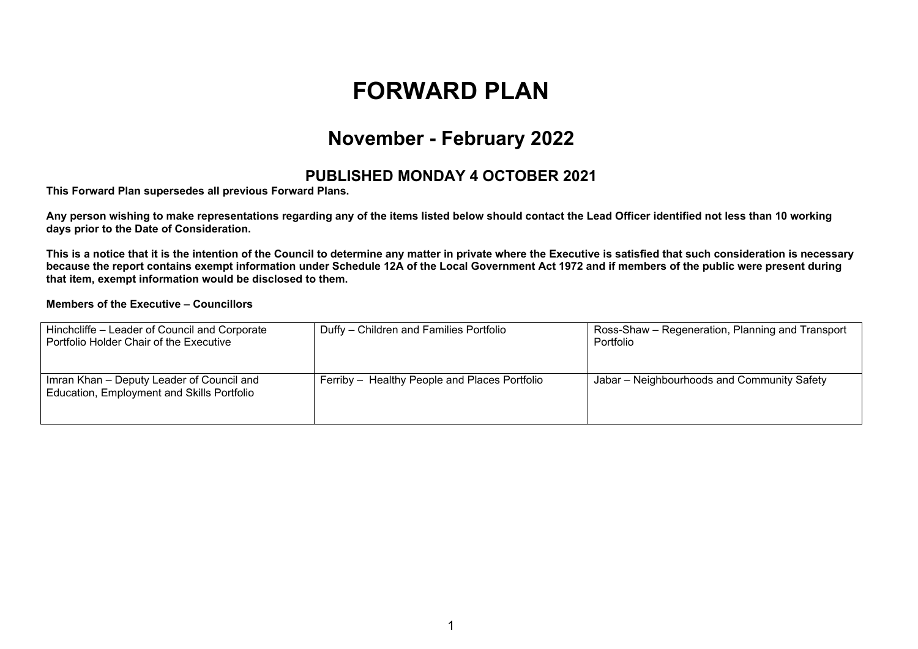# FORWARD PLAN

## November - February 2022

### PUBLISHED MONDAY 4 OCTOBER 2021

**This Forward Plan supersedes all previous Forward Plans.**

**Any person wishing to make representations regarding any of the items listed below should contact the Lead Officer identified not less than 10 working days prior to the Date of Consideration.**

**This is a notice that it is the intention of the Council to determine any matter in private where the Executive is satisfied that such consideration is necessary because the report contains exempt information under Schedule 12A of the Local Government Act 1972 and if members of the public were present during that item, exempt information would be disclosed to them.**

**Members of the Executive – Councillors**

| | | |
|---|---|---|
| Hinchcliffe – Leader of Council and Corporate Portfolio Holder Chair of the Executive | Duffy – Children and Families Portfolio | Ross-Shaw – Regeneration, Planning and Transport Portfolio |
| Imran Khan – Deputy Leader of Council and Education, Employment and Skills Portfolio | Ferriby – Healthy People and Places Portfolio | Jabar – Neighbourhoods and Community Safety |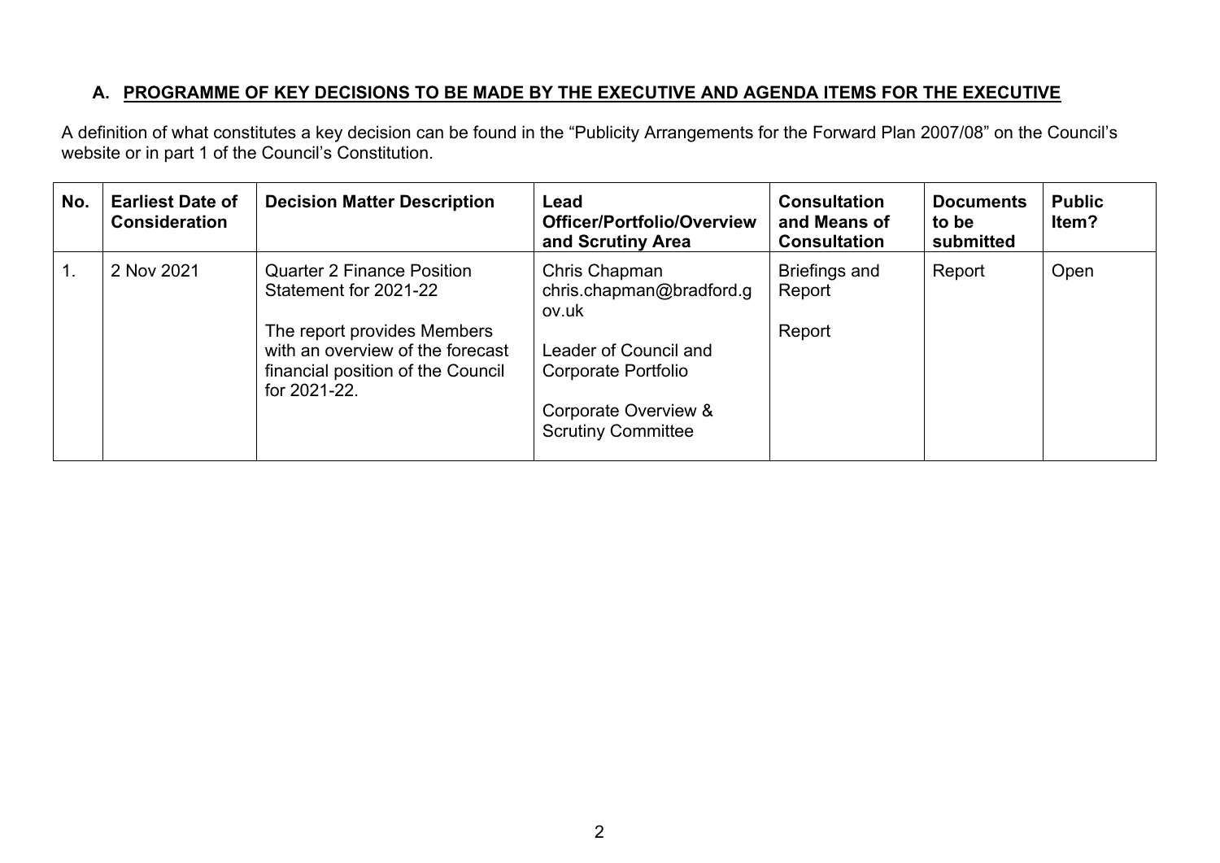## A. PROGRAMME OF KEY DECISIONS TO BE MADE BY THE EXECUTIVE AND AGENDA ITEMS FOR THE EXECUTIVE

A definition of what constitutes a key decision can be found in the “Publicity Arrangements for the Forward Plan 2007/08” on the Council’s website or in part 1 of the Council’s Constitution.

| No. | Earliest Date of Consideration | Decision Matter Description | Lead Officer/Portfolio/Overview and Scrutiny Area | Consultation and Means of Consultation | Documents to be submitted | Public Item? |
|---|---|---|---|---|---|---|
| 1. | 2 Nov 2021 | Quarter 2 Finance Position Statement for 2021-22<br><br>The report provides Members with an overview of the forecast financial position of the Council for 2021-22. | Chris Chapman chris.chapman@bradford.gov.uk<br><br>Leader of Council and Corporate Portfolio<br><br>Corporate Overview & Scrutiny Committee | Briefings and Report<br><br>Report | Report | Open |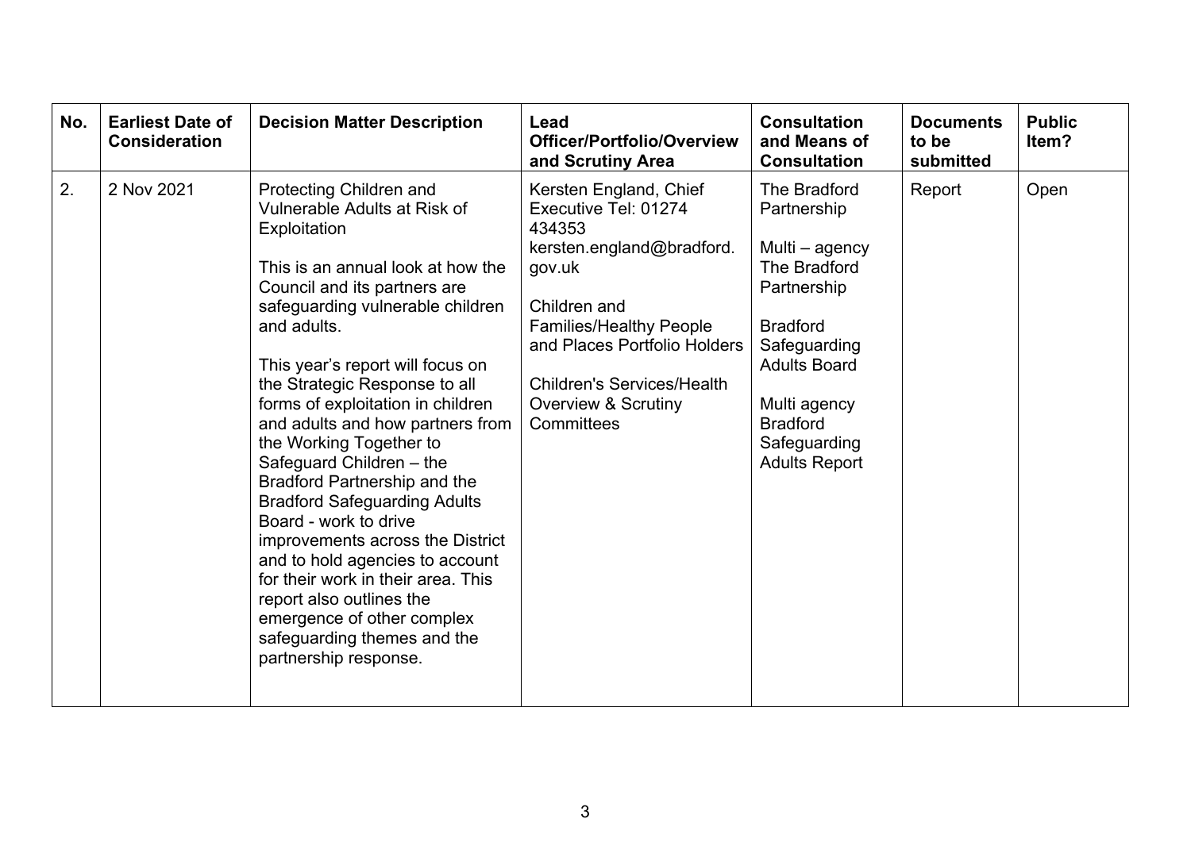| No. | Earliest Date of Consideration | Decision Matter Description | Lead Officer/Portfolio/Overview and Scrutiny Area | Consultation and Means of Consultation | Documents to be submitted | Public Item? |
|---|---|---|---|---|---|---|
| 2. | 2 Nov 2021 | Protecting Children and Vulnerable Adults at Risk of Exploitation<br><br>This is an annual look at how the Council and its partners are safeguarding vulnerable children and adults.<br><br>This year's report will focus on the Strategic Response to all forms of exploitation in children and adults and how partners from the Working Together to Safeguard Children – the Bradford Partnership and the Bradford Safeguarding Adults Board - work to drive improvements across the District and to hold agencies to account for their work in their area. This report also outlines the emergence of other complex safeguarding themes and the partnership response. | Kersten England, Chief Executive Tel: 01274 434353 kersten.england@bradford.gov.uk<br><br>Children and Families/Healthy People and Places Portfolio Holders<br><br>Children's Services/Health Overview & Scrutiny Committees | The Bradford Partnership<br><br>Multi – agency The Bradford Partnership<br><br>Bradford Safeguarding Adults Board<br><br>Multi agency Bradford Safeguarding Adults Report | Report | Open |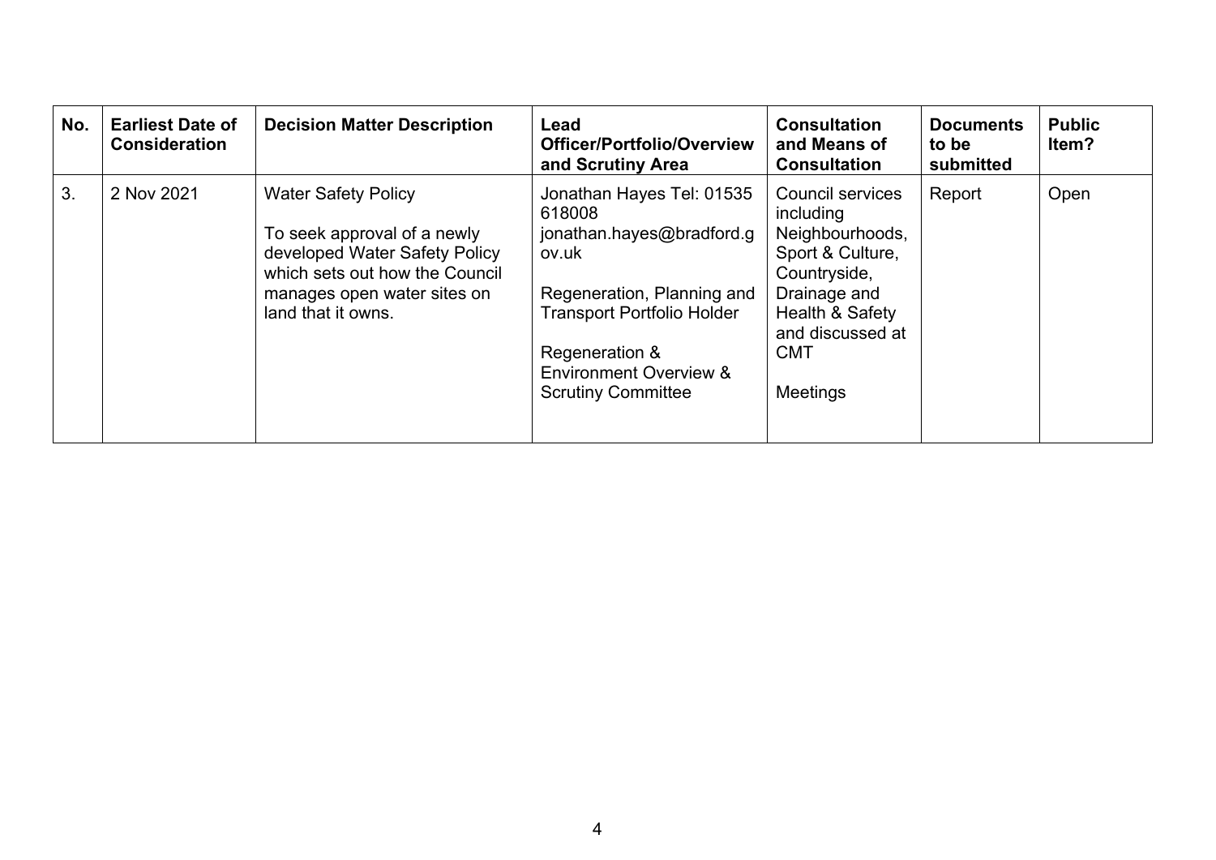| No. | Earliest Date of Consideration | Decision Matter Description | Lead Officer/Portfolio/Overview and Scrutiny Area | Consultation and Means of Consultation | Documents to be submitted | Public Item? |
| --- | --- | --- | --- | --- | --- | --- |
| 3. | 2 Nov 2021 | Water Safety Policy<br><br>To seek approval of a newly developed Water Safety Policy which sets out how the Council manages open water sites on land that it owns. | Jonathan Hayes Tel: 01535 618008 jonathan.hayes@bradford.gov.uk<br><br>Regeneration, Planning and Transport Portfolio Holder<br><br>Regeneration & Environment Overview & Scrutiny Committee | Council services including Neighbourhoods, Sport & Culture, Countryside, Drainage and Health & Safety and discussed at CMT<br><br>Meetings | Report | Open |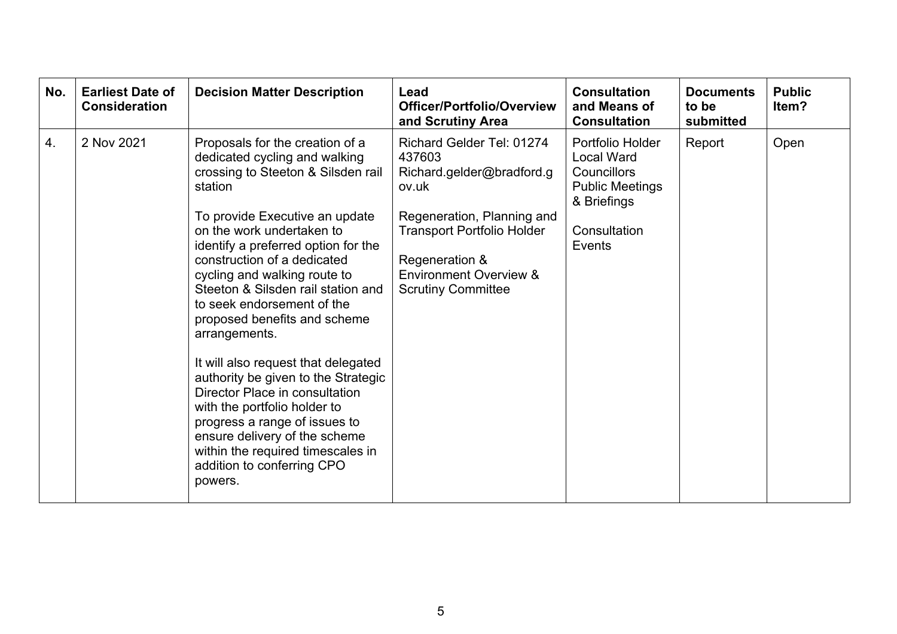| No. | Earliest Date of Consideration | Decision Matter Description | Lead Officer/Portfolio/Overview and Scrutiny Area | Consultation and Means of Consultation | Documents to be submitted | Public Item? |
|---|---|---|---|---|---|---|
| 4. | 2 Nov 2021 | Proposals for the creation of a dedicated cycling and walking crossing to Steeton & Silsden rail station<br><br>To provide Executive an update on the work undertaken to identify a preferred option for the construction of a dedicated cycling and walking route to Steeton & Silsden rail station and to seek endorsement of the proposed benefits and scheme arrangements.<br><br>It will also request that delegated authority be given to the Strategic Director Place in consultation with the portfolio holder to progress a range of issues to ensure delivery of the scheme within the required timescales in addition to conferring CPO powers. | Richard Gelder Tel: 01274 437603 Richard.gelder@bradford.gov.uk<br><br>Regeneration, Planning and Transport Portfolio Holder<br><br>Regeneration & Environment Overview & Scrutiny Committee | Portfolio Holder Local Ward Councillors Public Meetings & Briefings<br><br>Consultation Events | Report | Open |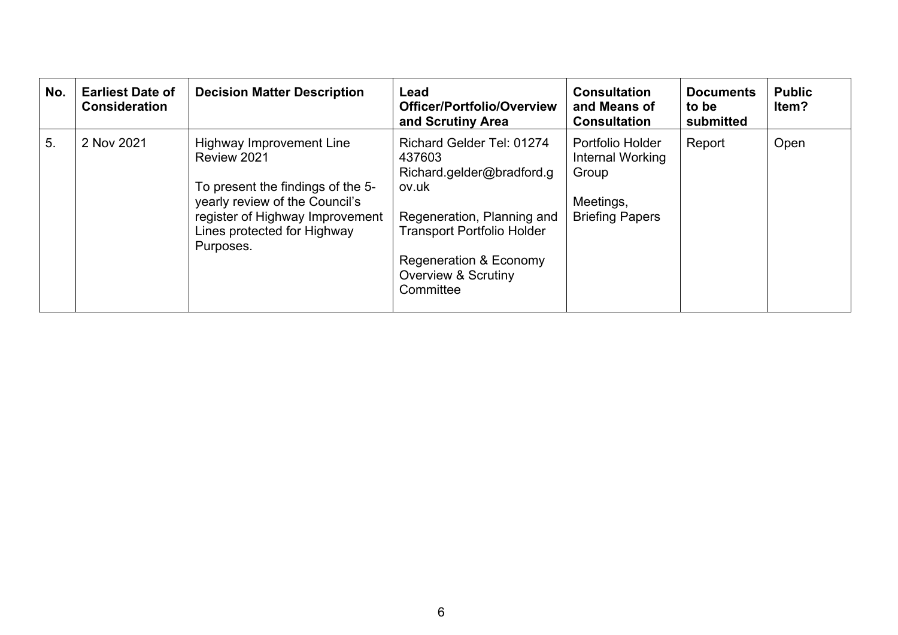| No. | Earliest Date of Consideration | Decision Matter Description | Lead Officer/Portfolio/Overview and Scrutiny Area | Consultation and Means of Consultation | Documents to be submitted | Public Item? |
| --- | --- | --- | --- | --- | --- | --- |
| 5. | 2 Nov 2021 | Highway Improvement Line Review 2021<br><br>To present the findings of the 5-yearly review of the Council's register of Highway Improvement Lines protected for Highway Purposes. | Richard Gelder Tel: 01274 437603 Richard.gelder@bradford.gov.uk<br><br>Regeneration, Planning and Transport Portfolio Holder<br><br>Regeneration & Economy Overview & Scrutiny Committee | Portfolio Holder Internal Working Group<br><br>Meetings, Briefing Papers | Report | Open |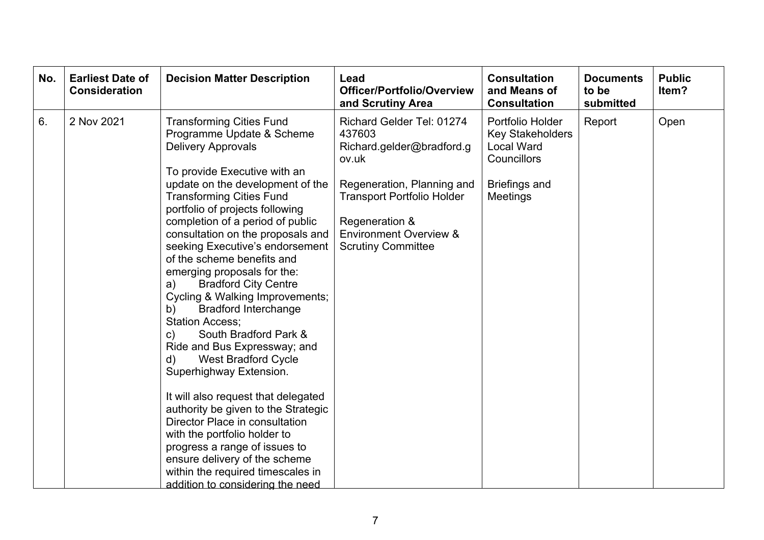| No. | Earliest Date of Consideration | Decision Matter Description | Lead Officer/Portfolio/Overview and Scrutiny Area | Consultation and Means of Consultation | Documents to be submitted | Public Item? |
|---|---|---|---|---|---|---|
| 6. | 2 Nov 2021 | Transforming Cities Fund Programme Update & Scheme Delivery Approvals<br><br>To provide Executive with an update on the development of the Transforming Cities Fund portfolio of projects following completion of a period of public consultation on the proposals and seeking Executive's endorsement of the scheme benefits and emerging proposals for the:<br>a) Bradford City Centre Cycling & Walking Improvements;<br>b) Bradford Interchange Station Access;<br>c) South Bradford Park & Ride and Bus Expressway; and<br>d) West Bradford Cycle Superhighway Extension.<br><br>It will also request that delegated authority be given to the Strategic Director Place in consultation with the portfolio holder to progress a range of issues to ensure delivery of the scheme within the required timescales in addition to considering the need | Richard Gelder Tel: 01274 437603 Richard.gelder@bradford.gov.uk<br><br>Regeneration, Planning and Transport Portfolio Holder<br><br>Regeneration & Environment Overview & Scrutiny Committee | Portfolio Holder<br>Key Stakeholders<br>Local Ward Councillors<br><br>Briefings and Meetings | Report | Open |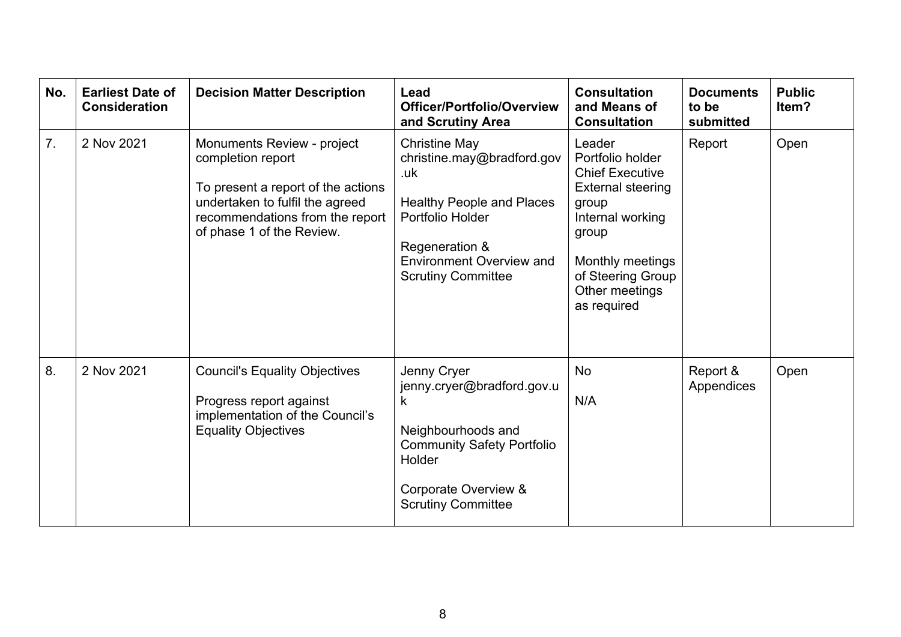| No. | Earliest Date of Consideration | Decision Matter Description | Lead Officer/Portfolio/Overview and Scrutiny Area | Consultation and Means of Consultation | Documents to be submitted | Public Item? |
|---|---|---|---|---|---|---|
| 7. | 2 Nov 2021 | Monuments Review - project completion report<br><br>To present a report of the actions undertaken to fulfil the agreed recommendations from the report of phase 1 of the Review. | Christine May christine.may@bradford.gov.uk<br><br>Healthy People and Places Portfolio Holder<br><br>Regeneration & Environment Overview and Scrutiny Committee | Leader<br>Portfolio holder<br>Chief Executive<br>External steering group<br>Internal working group<br><br>Monthly meetings of Steering Group<br>Other meetings as required | Report | Open |
| 8. | 2 Nov 2021 | Council's Equality Objectives<br><br>Progress report against implementation of the Council's Equality Objectives | Jenny Cryer jenny.cryer@bradford.gov.uk<br><br>Neighbourhoods and Community Safety Portfolio Holder<br><br>Corporate Overview & Scrutiny Committee | No<br><br>N/A | Report & Appendices | Open |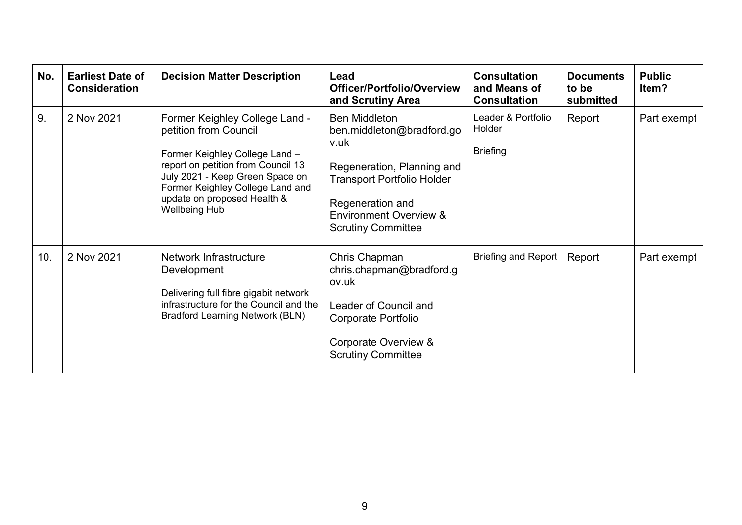| No. | Earliest Date of Consideration | Decision Matter Description | Lead Officer/Portfolio/Overview and Scrutiny Area | Consultation and Means of Consultation | Documents to be submitted | Public Item? |
|---|---|---|---|---|---|---|
| 9. | 2 Nov 2021 | Former Keighley College Land - petition from Council<br><br>Former Keighley College Land – report on petition from Council 13 July 2021 - Keep Green Space on Former Keighley College Land and update on proposed Health & Wellbeing Hub | Ben Middleton<br>ben.middleton@bradford.gov.uk<br><br>Regeneration, Planning and Transport Portfolio Holder<br><br>Regeneration and Environment Overview & Scrutiny Committee | Leader & Portfolio Holder<br><br>Briefing | Report | Part exempt |
| 10. | 2 Nov 2021 | Network Infrastructure Development<br><br>Delivering full fibre gigabit network infrastructure for the Council and the Bradford Learning Network (BLN) | Chris Chapman<br>chris.chapman@bradford.gov.uk<br><br>Leader of Council and Corporate Portfolio<br><br>Corporate Overview & Scrutiny Committee | Briefing and Report | Report | Part exempt |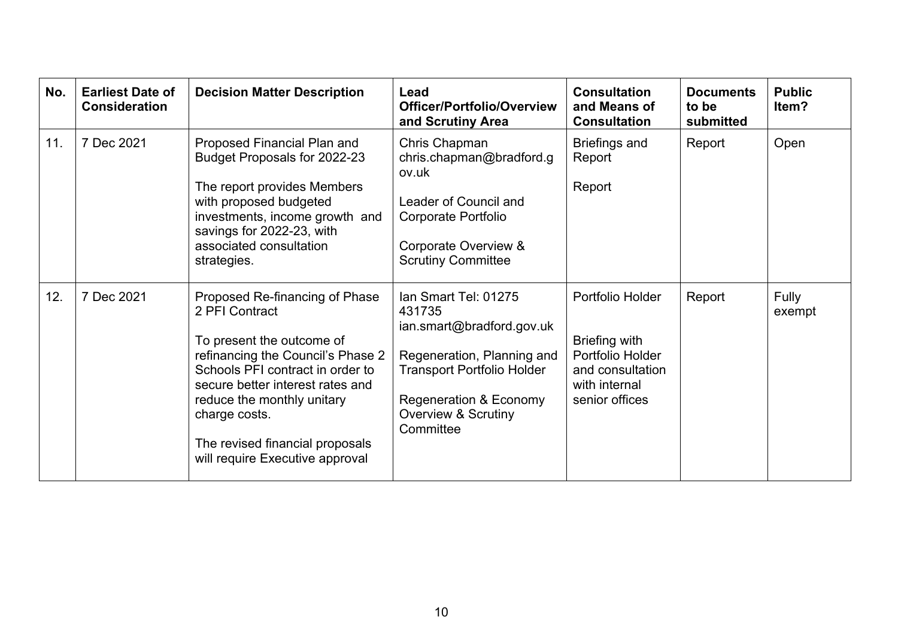| No. | Earliest Date of Consideration | Decision Matter Description | Lead Officer/Portfolio/Overview and Scrutiny Area | Consultation and Means of Consultation | Documents to be submitted | Public Item? |
|---|---|---|---|---|---|---|
| 11. | 7 Dec 2021 | Proposed Financial Plan and Budget Proposals for 2022-23<br><br>The report provides Members with proposed budgeted investments, income growth and savings for 2022-23, with associated consultation strategies. | Chris Chapman chris.chapman@bradford.gov.uk<br><br>Leader of Council and Corporate Portfolio<br><br>Corporate Overview & Scrutiny Committee | Briefings and Report<br><br>Report | Report | Open |
| 12. | 7 Dec 2021 | Proposed Re-financing of Phase 2 PFI Contract<br><br>To present the outcome of refinancing the Council's Phase 2 Schools PFI contract in order to secure better interest rates and reduce the monthly unitary charge costs.<br><br>The revised financial proposals will require Executive approval | Ian Smart Tel: 01275 431735 ian.smart@bradford.gov.uk<br><br>Regeneration, Planning and Transport Portfolio Holder<br><br>Regeneration & Economy Overview & Scrutiny Committee | Portfolio Holder<br><br>Briefing with Portfolio Holder and consultation with internal senior offices | Report | Fully exempt |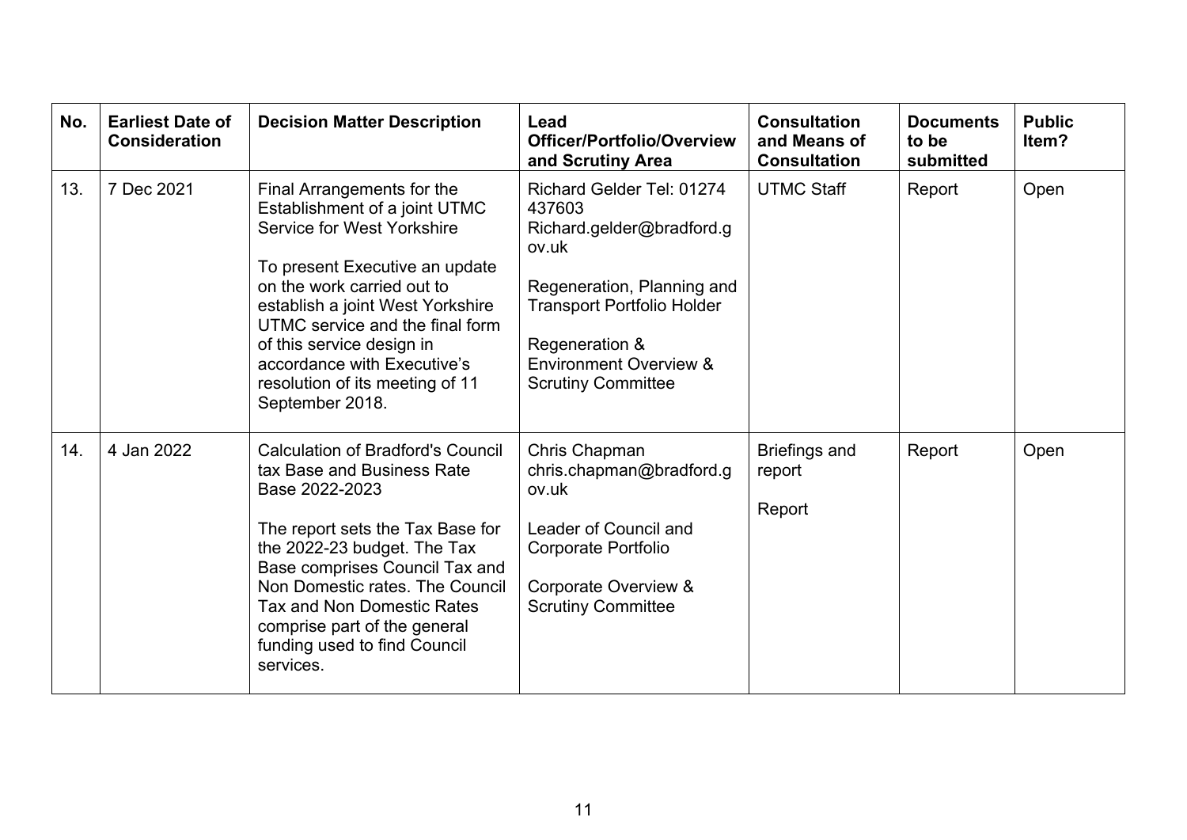| No. | Earliest Date of Consideration | Decision Matter Description | Lead Officer/Portfolio/Overview and Scrutiny Area | Consultation and Means of Consultation | Documents to be submitted | Public Item? |
|---|---|---|---|---|---|---|
| 13. | 7 Dec 2021 | Final Arrangements for the Establishment of a joint UTMC Service for West Yorkshire<br><br>To present Executive an update on the work carried out to establish a joint West Yorkshire UTMC service and the final form of this service design in accordance with Executive's resolution of its meeting of 11 September 2018. | Richard Gelder Tel: 01274 437603 Richard.gelder@bradford.gov.uk<br><br>Regeneration, Planning and Transport Portfolio Holder<br><br>Regeneration & Environment Overview & Scrutiny Committee | UTMC Staff | Report | Open |
| 14. | 4 Jan 2022 | Calculation of Bradford's Council tax Base and Business Rate Base 2022-2023<br><br>The report sets the Tax Base for the 2022-23 budget. The Tax Base comprises Council Tax and Non Domestic rates. The Council Tax and Non Domestic Rates comprise part of the general funding used to find Council services. | Chris Chapman chris.chapman@bradford.gov.uk<br><br>Leader of Council and Corporate Portfolio<br><br>Corporate Overview & Scrutiny Committee | Briefings and report<br><br>Report | Report | Open |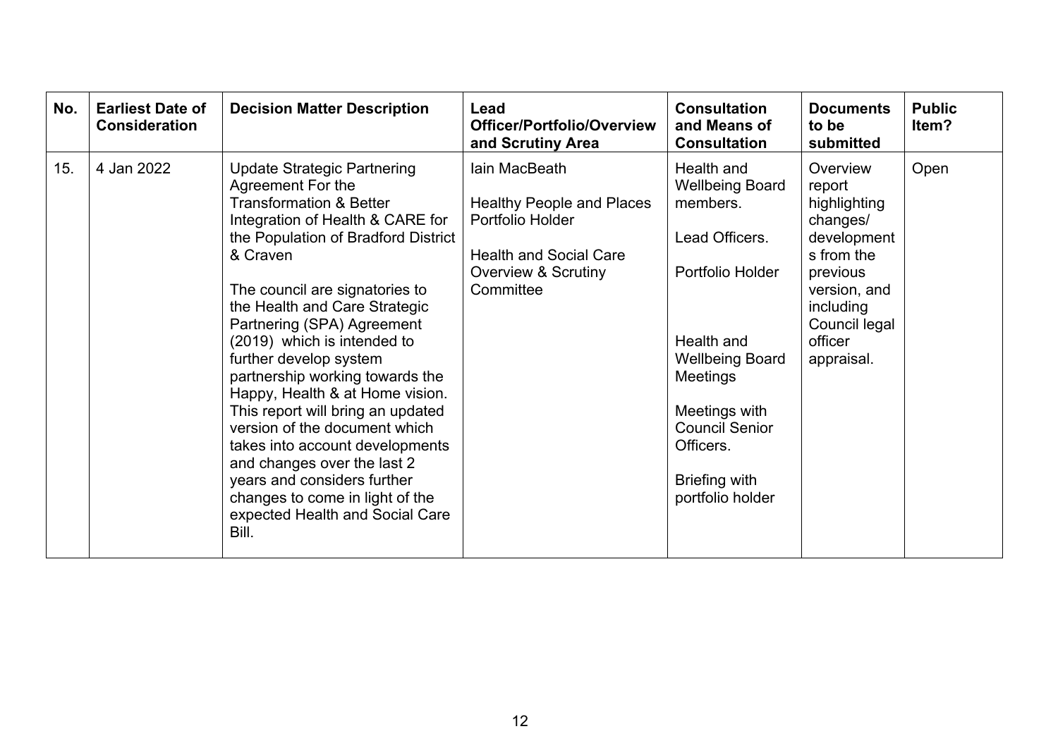| No. | Earliest Date of Consideration | Decision Matter Description | Lead Officer/Portfolio/Overview and Scrutiny Area | Consultation and Means of Consultation | Documents to be submitted | Public Item? |
|---|---|---|---|---|---|---|
| 15. | 4 Jan 2022 | Update Strategic Partnering Agreement For the Transformation & Better Integration of Health & CARE for the Population of Bradford District & Craven<br><br>The council are signatories to the Health and Care Strategic Partnering (SPA) Agreement (2019) which is intended to further develop system partnership working towards the Happy, Health & at Home vision. This report will bring an updated version of the document which takes into account developments and changes over the last 2 years and considers further changes to come in light of the expected Health and Social Care Bill. | Iain MacBeath<br><br>Healthy People and Places Portfolio Holder<br><br>Health and Social Care Overview & Scrutiny Committee | Health and Wellbeing Board members.<br><br>Lead Officers.<br><br>Portfolio Holder<br><br>Health and Wellbeing Board Meetings<br><br>Meetings with Council Senior Officers.<br><br>Briefing with portfolio holder | Overview report highlighting changes/ developments from the previous version, and including Council legal officer appraisal. | Open |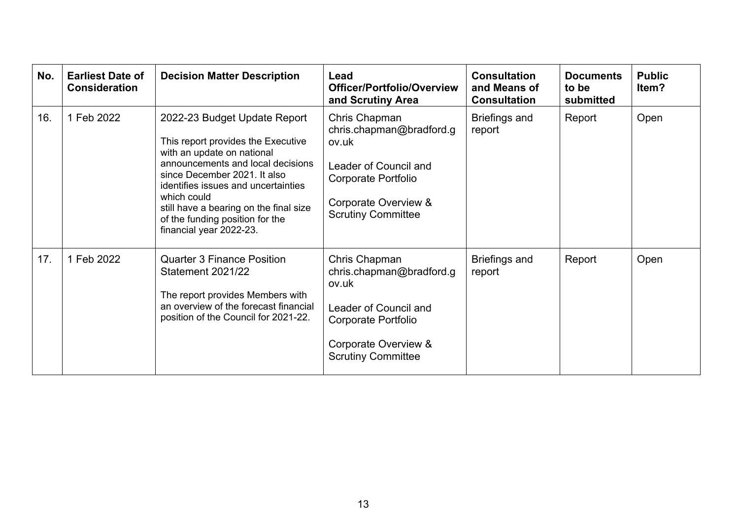| No. | Earliest Date of Consideration | Decision Matter Description | Lead Officer/Portfolio/Overview and Scrutiny Area | Consultation and Means of Consultation | Documents to be submitted | Public Item? |
|---|---|---|---|---|---|---|
| 16. | 1 Feb 2022 | 2022-23 Budget Update Report<br><br>This report provides the Executive with an update on national announcements and local decisions since December 2021. It also identifies issues and uncertainties which could still have a bearing on the final size of the funding position for the financial year 2022-23. | Chris Chapman chris.chapman@bradford.gov.uk<br><br>Leader of Council and Corporate Portfolio<br><br>Corporate Overview & Scrutiny Committee | Briefings and report | Report | Open |
| 17. | 1 Feb 2022 | Quarter 3 Finance Position Statement 2021/22<br><br>The report provides Members with an overview of the forecast financial position of the Council for 2021-22. | Chris Chapman chris.chapman@bradford.gov.uk<br><br>Leader of Council and Corporate Portfolio<br><br>Corporate Overview & Scrutiny Committee | Briefings and report | Report | Open |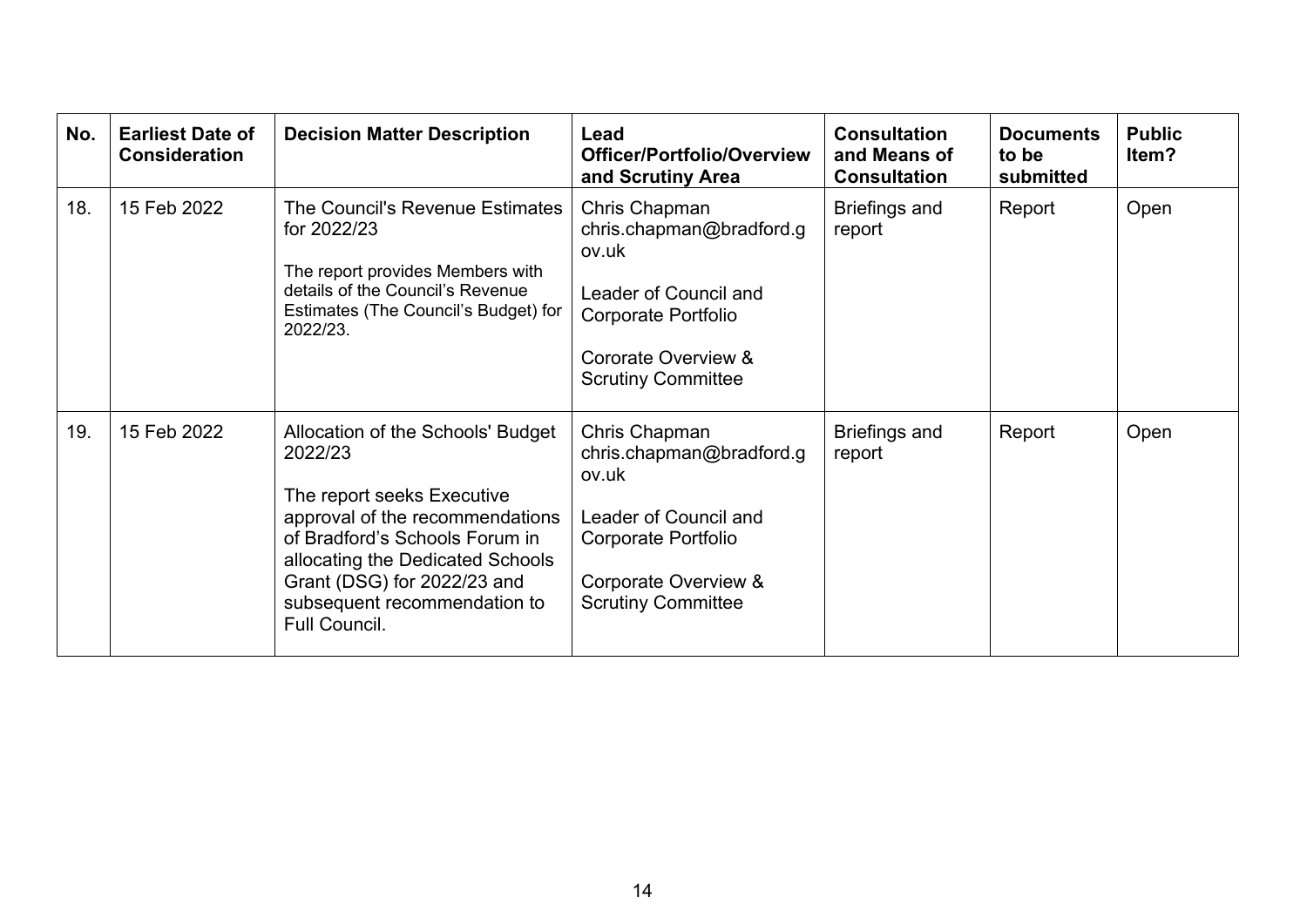| No. | Earliest Date of Consideration | Decision Matter Description | Lead Officer/Portfolio/Overview and Scrutiny Area | Consultation and Means of Consultation | Documents to be submitted | Public Item? |
|---|---|---|---|---|---|---|
| 18. | 15 Feb 2022 | The Council's Revenue Estimates for 2022/23<br><br>The report provides Members with details of the Council's Revenue Estimates (The Council's Budget) for 2022/23. | Chris Chapman chris.chapman@bradford.gov.uk<br><br>Leader of Council and Corporate Portfolio<br><br>Cororate Overview & Scrutiny Committee | Briefings and report | Report | Open |
| 19. | 15 Feb 2022 | Allocation of the Schools' Budget 2022/23<br><br>The report seeks Executive approval of the recommendations of Bradford's Schools Forum in allocating the Dedicated Schools Grant (DSG) for 2022/23 and subsequent recommendation to Full Council. | Chris Chapman chris.chapman@bradford.gov.uk<br><br>Leader of Council and Corporate Portfolio<br><br>Corporate Overview & Scrutiny Committee | Briefings and report | Report | Open |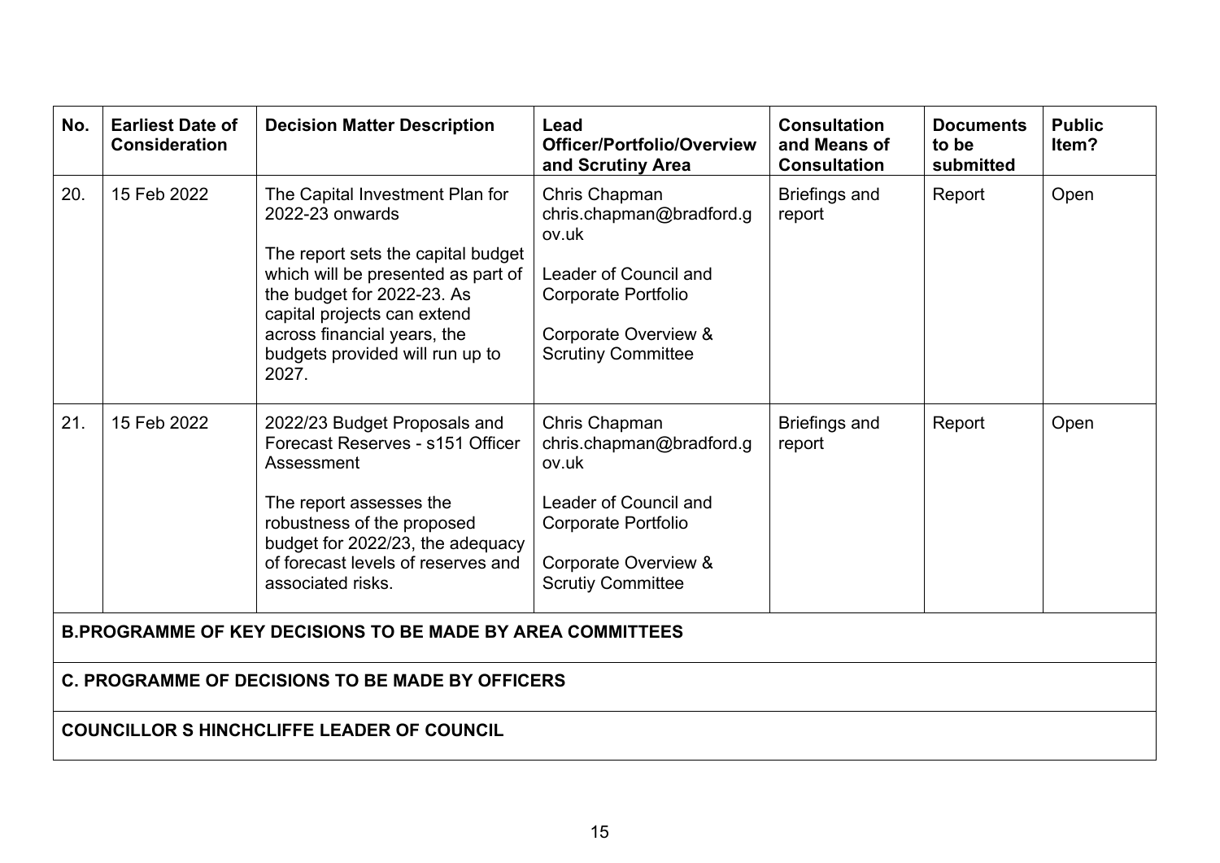| No. | Earliest Date of Consideration | Decision Matter Description | Lead Officer/Portfolio/Overview and Scrutiny Area | Consultation and Means of Consultation | Documents to be submitted | Public Item? |
|---|---|---|---|---|---|---|
| 20. | 15 Feb 2022 | The Capital Investment Plan for 2022-23 onwards<br><br>The report sets the capital budget which will be presented as part of the budget for 2022-23. As capital projects can extend across financial years, the budgets provided will run up to 2027. | Chris Chapman chris.chapman@bradford.gov.uk<br><br>Leader of Council and Corporate Portfolio<br><br>Corporate Overview & Scrutiny Committee | Briefings and report | Report | Open |
| 21. | 15 Feb 2022 | 2022/23 Budget Proposals and Forecast Reserves - s151 Officer Assessment<br><br>The report assesses the robustness of the proposed budget for 2022/23, the adequacy of forecast levels of reserves and associated risks. | Chris Chapman chris.chapman@bradford.gov.uk<br><br>Leader of Council and Corporate Portfolio<br><br>Corporate Overview & Scrutiy Committee | Briefings and report | Report | Open |

**B.PROGRAMME OF KEY DECISIONS TO BE MADE BY AREA COMMITTEES**

**C. PROGRAMME OF DECISIONS TO BE MADE BY OFFICERS**

**COUNCILLOR S HINCHCLIFFE LEADER OF COUNCIL**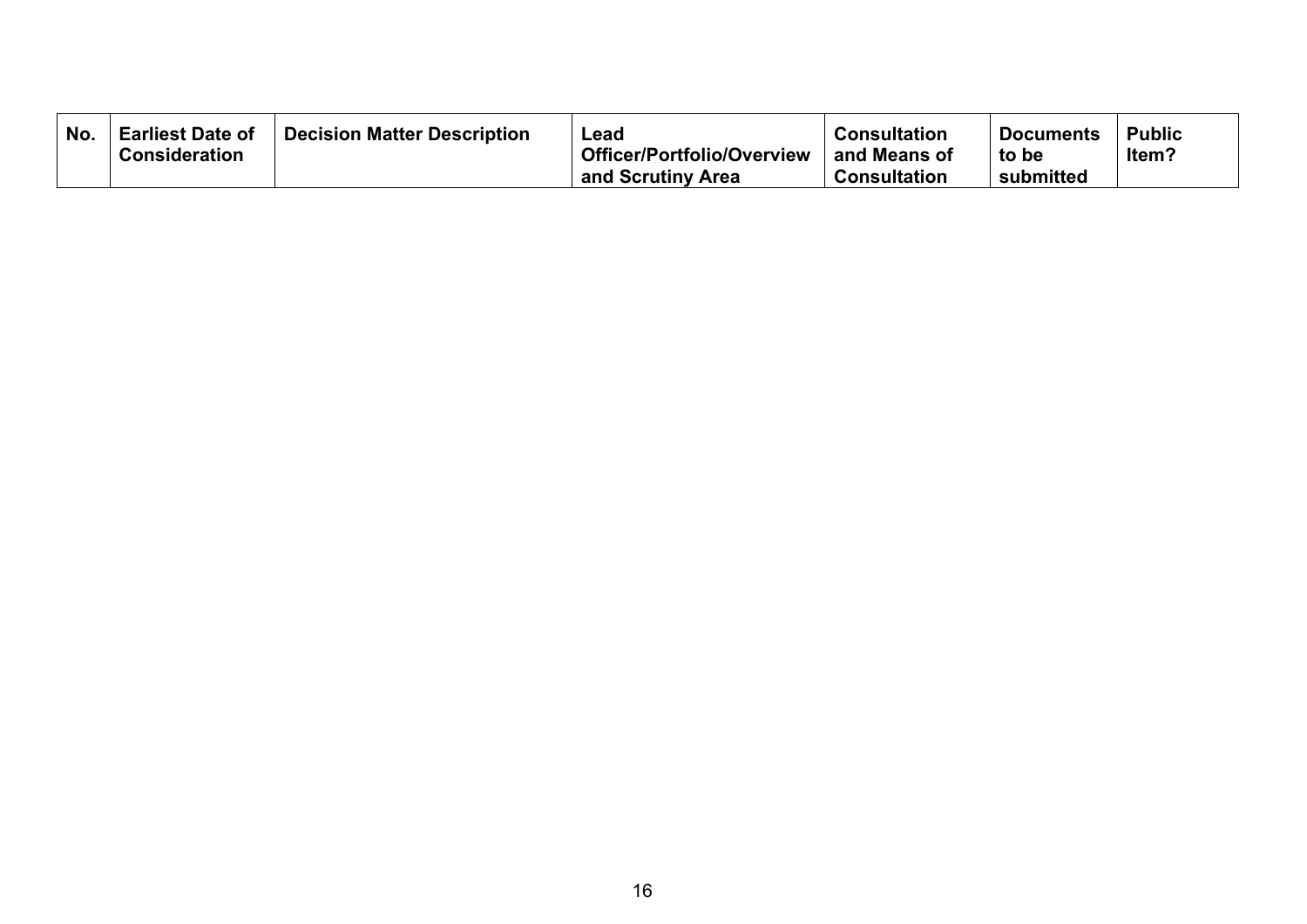| No. | Earliest Date of Consideration | Decision Matter Description | Lead Officer/Portfolio/Overview and Scrutiny Area | Consultation and Means of Consultation | Documents to be submitted | Public Item? |
|---|---|---|---|---|---|---|